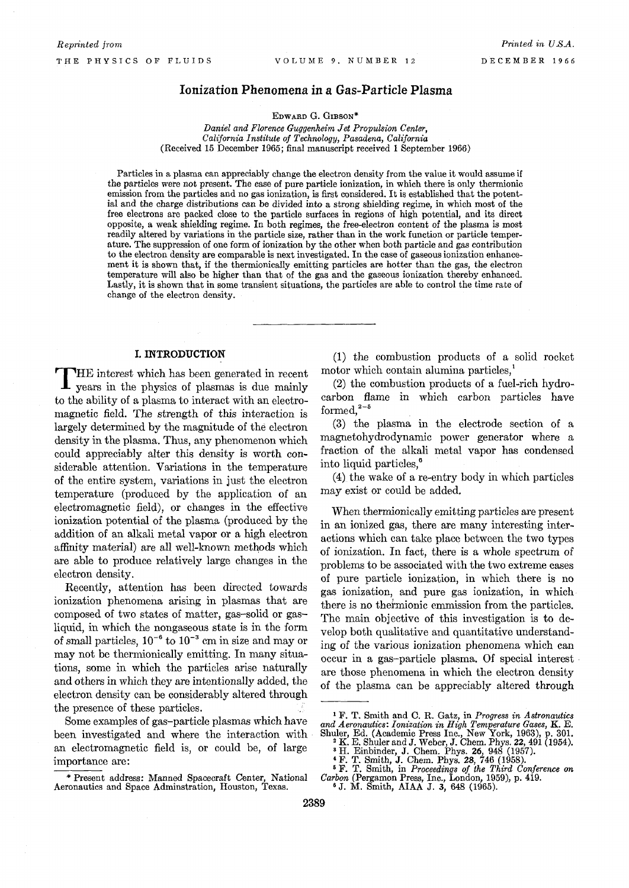Reprinted from THE PHYSICS OF FLUIDS VOLUME 9, NUMBER 12 DECEMBER 1966

Printed in U.S.A.

# Ionization Phenomena in a Gas-Particle Plasma

EDWARD G. GIBSON*

*Daniel and Florence Guggenheim Jet Propulsion Center, California Institute of Technology, Pasadena, California*
(Received 15 December 1965; final manuscript received 1 September 1966)

Particles in a plasma can appreciably change the electron density from the value it would assume if the particles were not present. The case of pure particle ionization, in which there is only thermionic emission from the particles and no gas ionization, is first considered. It is established that the potential and the charge distributions can be divided into a strong shielding regime, in which most of the free electrons are packed close to the particle surfaces in regions of high potential, and its direct opposite, a weak shielding regime. In both regimes, the free-electron content of the plasma is most readily altered by variations in the particle size, rather than in the work function or particle temperature. The suppression of one form of ionization by the other when both particle and gas contribution to the electron density are comparable is next investigated. In the case of gaseous ionization enhancement it is shown that, if the thermionically emitting particles are hotter than the gas, the electron temperature will also be higher than that of the gas and the gaseous ionization thereby enhanced. Lastly, it is shown that in some transient situations, the particles are able to control the time rate of change of the electron density.

## I. INTRODUCTION

The interest which has been generated in recent years in the physics of plasmas is due mainly to the ability of a plasma to interact with an electromagnetic field. The strength of this interaction is largely determined by the magnitude of the electron density in the plasma. Thus, any phenomenon which could appreciably alter this density is worth considerable attention. Variations in the temperature of the entire system, variations in just the electron temperature (produced by the application of an electromagnetic field), or changes in the effective ionization potential of the plasma (produced by the addition of an alkali metal vapor or a high electron affinity material) are all well-known methods which are able to produce relatively large changes in the electron density.

Recently, attention has been directed towards ionization phenomena arising in plasmas that are composed of two states of matter, gas–solid or gas–liquid, in which the nongaseous state is in the form of small particles, $10^{-6}$ to $10^{-3}$ cm in size and may or may not be thermionically emitting. In many situations, some in which the particles arise naturally and others in which they are intentionally added, the electron density can be considerably altered through the presence of these particles.

Some examples of gas–particle plasmas which have been investigated and where the interaction with an electromagnetic field is, or could be, of large importance are:

(1) the combustion products of a solid rocket motor which contain alumina particles,[1]

(2) the combustion products of a fuel-rich hydrocarbon flame in which carbon particles have formed,[2–5]

(3) the plasma in the electrode section of a magnetohydrodynamic power generator where a fraction of the alkali metal vapor has condensed into liquid particles,[6]

(4) the wake of a re-entry body in which particles may exist or could be added.

When thermionically emitting particles are present in an ionized gas, there are many interesting interactions which can take place between the two types of ionization. In fact, there is a whole spectrum of problems to be associated with the two extreme cases of pure particle ionization, in which there is no gas ionization, and pure gas ionization, in which there is no thermionic emmission from the particles. The main objective of this investigation is to develop both qualitative and quantitative understanding of the various ionization phenomena which can occur in a gas–particle plasma. Of special interest are those phenomena in which the electron density of the plasma can be appreciably altered through

---

\* Present address: Manned Spacecraft Center, National Aeronautics and Space Adminstration, Houston, Texas.

[1] F. T. Smith and C. R. Gatz, in *Progress in Astronautics and Aeronautics: Ionization in High Temperature Gases*, K. E. Shuler, Ed. (Academic Press Inc., New York, 1963), p. 301.
[2] K. E. Shuler and J. Weber, J. Chem. Phys. **22**, 491 (1954).
[3] H. Einbinder, J. Chem. Phys. **26**, 948 (1957).
[4] F. T. Smith, J. Chem. Phys. **28**, 746 (1958).
[5] F. T. Smith, in *Proceedings of the Third Conference on Carbon* (Pergamon Press, Inc., London, 1959), p. 419.
[6] J. M. Smith, AIAA J. **3**, 648 (1965).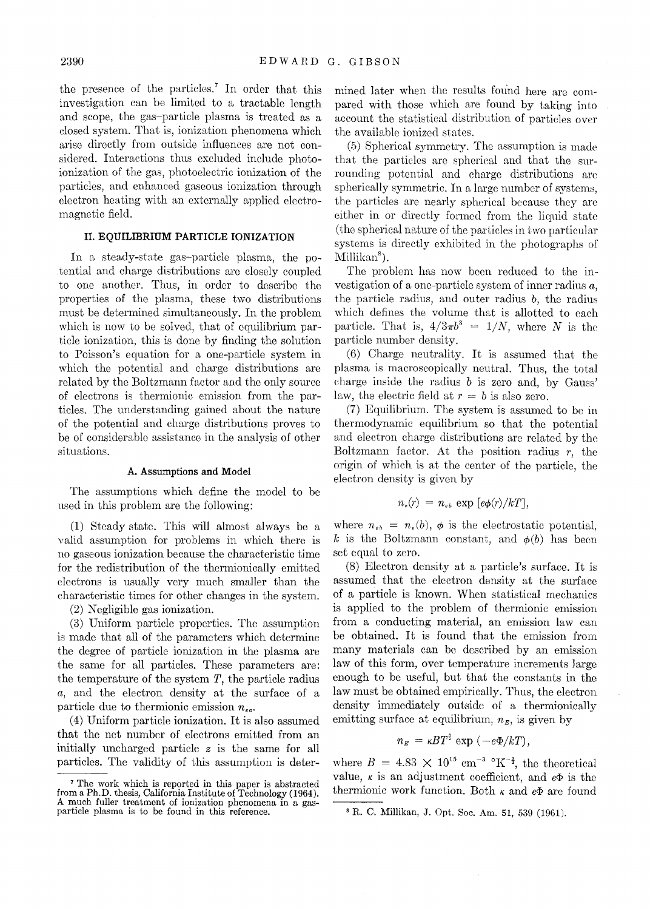the presence of the particles.[7] In order that this investigation can be limited to a tractable length and scope, the gas–particle plasma is treated as a closed system. That is, ionization phenomena which arise directly from outside influences are not considered. Interactions thus excluded include photoionization of the gas, photoelectric ionization of the particles, and enhanced gaseous ionization through electron heating with an externally applied electromagnetic field.

## II. EQUILIBRIUM PARTICLE IONIZATION

In a steady-state gas–particle plasma, the potential and charge distributions are closely coupled to one another. Thus, in order to describe the properties of the plasma, these two distributions must be determined simultaneously. In the problem which is now to be solved, that of equilibrium particle ionization, this is done by finding the solution to Poisson's equation for a one-particle system in which the potential and charge distributions are related by the Boltzmann factor and the only source of electrons is thermionic emission from the particles. The understanding gained about the nature of the potential and charge distributions proves to be of considerable assistance in the analysis of other situations.

### A. Assumptions and Model

The assumptions which define the model to be used in this problem are the following:

(1) Steady state. This will almost always be a valid assumption for problems in which there is no gaseous ionization because the characteristic time for the redistribution of the thermionically emitted electrons is usually very much smaller than the characteristic times for other changes in the system.

(2) Negligible gas ionization.

(3) Uniform particle properties. The assumption is made that all of the parameters which determine the degree of particle ionization in the plasma are the same for all particles. These parameters are: the temperature of the system $T$, the particle radius $a$, and the electron density at the surface of a particle due to thermionic emission $n_{ea}$.

(4) Uniform particle ionization. It is also assumed that the net number of electrons emitted from an initially uncharged particle $z$ is the same for all particles. The validity of this assumption is determined later when the results found here are compared with those which are found by taking into account the statistical distribution of particles over the available ionized states.

(5) Spherical symmetry. The assumption is made that the particles are spherical and that the surrounding potential and charge distributions are spherically symmetric. In a large number of systems, the particles are nearly spherical because they are either in or directly formed from the liquid state (the spherical nature of the particles in two particular systems is directly exhibited in the photographs of Millikan[8]).

The problem has now been reduced to the investigation of a one-particle system of inner radius $a$, the particle radius, and outer radius $b$, the radius which defines the volume that is allotted to each particle. That is, $4/3\pi b^3 = 1/N$, where $N$ is the particle number density.

(6) Charge neutrality. It is assumed that the plasma is macroscopically neutral. Thus, the total charge inside the radius $b$ is zero and, by Gauss' law, the electric field at $r = b$ is also zero.

(7) Equilibrium. The system is assumed to be in thermodynamic equilibrium so that the potential and electron charge distributions are related by the Boltzmann factor. At the position radius $r$, the origin of which is at the center of the particle, the electron density is given by

$$n_e(r) = n_{eb} \exp\left[e\phi(r)/kT\right],$$

where $n_{eb} = n_e(b)$, $\phi$ is the electrostatic potential, $k$ is the Boltzmann constant, and $\phi(b)$ has been set equal to zero.

(8) Electron density at a particle's surface. It is assumed that the electron density at the surface of a particle is known. When statistical mechanics is applied to the problem of thermionic emission from a conducting material, an emission law can be obtained. It is found that the emission from many materials can be described by an emission law of this form, over temperature increments large enough to be useful, but that the constants in the law must be obtained empirically. Thus, the electron density immediately outside of a thermionically emitting surface at equilibrium, $n_E$, is given by

$$n_E = \kappa B T^{\frac{3}{2}} \exp\left(-e\Phi/kT\right),$$

where $B = 4.83 \times 10^{15}$ cm$^{-3}$ °K$^{-\frac{3}{2}}$, the theoretical value, $\kappa$ is an adjustment coefficient, and $e\Phi$ is the thermionic work function. Both $\kappa$ and $e\Phi$ are found

[7] The work which is reported in this paper is abstracted from a Ph.D. thesis, California Institute of Technology (1964). A much fuller treatment of ionization phenomena in a gas–particle plasma is to be found in this reference.

[8] R. C. Millikan, J. Opt. Soc. Am. 51, 539 (1961).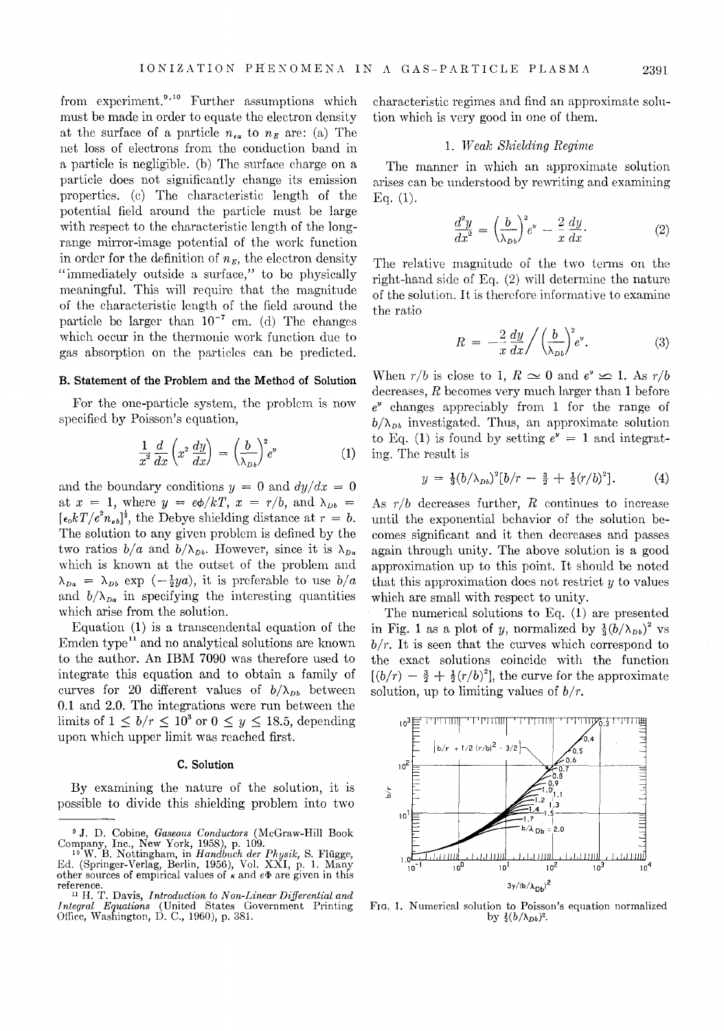from experiment.[9,10] Further assumptions which must be made in order to equate the electron density at the surface of a particle $n_{ea}$ to $n_E$ are: (a) The net loss of electrons from the conduction band in a particle is negligible. (b) The surface charge on a particle does not significantly change its emission properties. (c) The characteristic length of the potential field around the particle must be large with respect to the characteristic length of the long-range mirror-image potential of the work function in order for the definition of $n_E$, the electron density "immediately outside a surface," to be physically meaningful. This will require that the magnitude of the characteristic length of the field around the particle be larger than $10^{-7}$ cm. (d) The changes which occur in the thermonic work function due to gas absorption on the particles can be predicted.

### B. Statement of the Problem and the Method of Solution

For the one-particle system, the problem is now specified by Poisson's equation,

$$\frac{1}{x^2}\frac{d}{dx}\left(x^2\frac{dy}{dx}\right) = \left(\frac{b}{\lambda_{Db}}\right)^2 e^y \tag{1}$$

and the boundary conditions $y = 0$ and $dy/dx = 0$ at $x = 1$, where $y = e\phi/kT$, $x = r/b$, and $\lambda_{Db} = [\epsilon_0 kT/e^2 n_{eb}]^{\frac{1}{2}}$, the Debye shielding distance at $r = b$. The solution to any given problem is defined by the two ratios $b/a$ and $b/\lambda_{Db}$. However, since it is $\lambda_{Da}$ which is known at the outset of the problem and $\lambda_{Da} = \lambda_{Db} \exp(-\frac{1}{2}ya)$, it is preferable to use $b/a$ and $b/\lambda_{Da}$ in specifying the interesting quantities which arise from the solution.

Equation (1) is a transcendental equation of the Emden type[11] and no analytical solutions are known to the author. An IBM 7090 was therefore used to integrate this equation and to obtain a family of curves for 20 different values of $b/\lambda_{Db}$ between 0.1 and 2.0. The integrations were run between the limits of $1 \leq b/r \leq 10^3$ or $0 \leq y \leq 18.5$, depending upon which upper limit was reached first.

### C. Solution

By examining the nature of the solution, it is possible to divide this shielding problem into two characteristic regimes and find an approximate solution which is very good in one of them.

#### 1. *Weak Shielding Regime*

The manner in which an approximate solution arises can be understood by rewriting and examining Eq. (1).

$$\frac{d^2y}{dx^2} = \left(\frac{b}{\lambda_{Db}}\right)^2 e^y - \frac{2}{x}\frac{dy}{dx}. \tag{2}$$

The relative magnitude of the two terms on the right-hand side of Eq. (2) will determine the nature of the solution. It is therefore informative to examine the ratio

$$R = -\frac{2}{x}\frac{dy}{dx}\bigg/\left(\frac{b}{\lambda_{Db}}\right)^2 e^y. \tag{3}$$

When $r/b$ is close to 1, $R \simeq 0$ and $e^y \simeq 1$. As $r/b$ decreases, $R$ becomes very much larger than 1 before $e^y$ changes appreciably from 1 for the range of $b/\lambda_{Db}$ investigated. Thus, an approximate solution to Eq. (1) is found by setting $e^y = 1$ and integrating. The result is

$$y = \tfrac{1}{3}(b/\lambda_{Db})^2[b/r - \tfrac{3}{2} + \tfrac{1}{2}(r/b)^2]. \tag{4}$$

As $r/b$ decreases further, $R$ continues to increase until the exponential behavior of the solution becomes significant and it then decreases and passes again through unity. The above solution is a good approximation up to this point. It should be noted that this approximation does not restrict $y$ to values which are small with respect to unity.

The numerical solutions to Eq. (1) are presented in Fig. 1 as a plot of $y$, normalized by $\frac{1}{3}(b/\lambda_{Db})^2$ vs $b/r$. It is seen that the curves which correspond to the exact solutions coincide with the function $[(b/r) - \frac{3}{2} + \frac{1}{2}(r/b)^2]$, the curve for the approximate solution, up to limiting values of $b/r$.

FIG. 1. Numerical solution to Poisson's equation normalized by $\frac{1}{3}(b/\lambda_{Db})^2$.

---

[9] J. D. Cobine, *Gaseous Conductors* (McGraw-Hill Book Company, Inc., New York, 1958), p. 109.

[10] W. B. Nottingham, in *Handbuch der Physik*, S. Flügge, Ed. (Springer-Verlag, Berlin, 1956), Vol. XXI, p. 1. Many other sources of empirical values of $\kappa$ and $e\Phi$ are given in this reference.

[11] H. T. Davis, *Introduction to Non-Linear Differential and Integral Equations* (United States Government Printing Office, Washington, D. C., 1960), p. 381.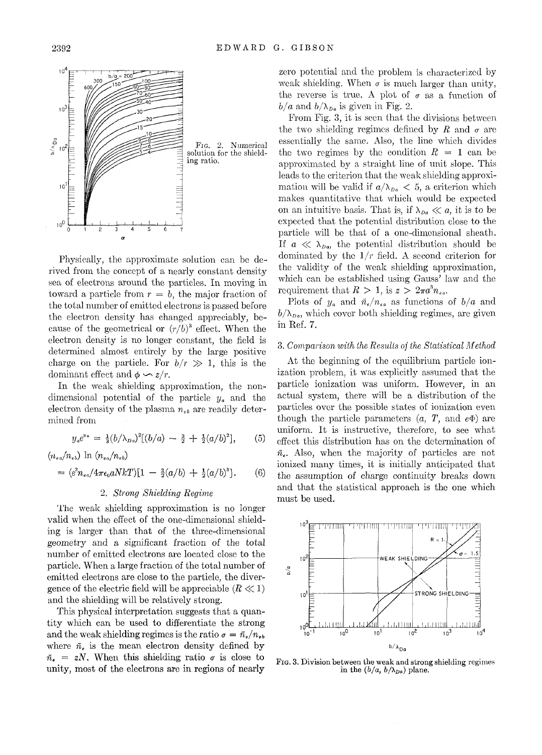FIG. 2. Numerical solution for the shielding ratio.

Physically, the approximate solution can be derived from the concept of a nearly constant density sea of electrons around the particles. In moving in toward a particle from $r = b$, the major fraction of the total number of emitted electrons is passed before the electron density has changed appreciably, because of the geometrical or $(r/b)^3$ effect. When the electron density is no longer constant, the field is determined almost entirely by the large positive charge on the particle. For $b/r \gg 1$, this is the dominant effect and $\phi \backsim z/r$.

In the weak shielding approximation, the nondimensional potential of the particle $y_a$ and the electron density of the plasma $n_{eb}$ are readily determined from

$$y_a e^{y_a} = \tfrac{1}{3}(b/\lambda_{Da})^2[(b/a) - \tfrac{3}{2} + \tfrac{1}{2}(a/b)^2], \quad (5)$$

$$(n_{ea}/n_{eb}) \ln (n_{ea}/n_{eb}) = (e^2 n_{ea}/4\pi\epsilon_0 aNkT)[1 - \tfrac{3}{2}(a/b) + \tfrac{1}{2}(a/b)^3]. \quad (6)$$

## 2. Strong Shielding Regime

The weak shielding approximation is no longer valid when the effect of the one-dimensional shielding is larger than that of the three-dimensional geometry and a significant fraction of the total number of emitted electrons are located close to the particle. When a large fraction of the total number of emitted electrons are close to the particle, the divergence of the electric field will be appreciable ($R \ll 1$) and the shielding will be relatively strong.

This physical interpretation suggests that a quantity which can be used to differentiate the strong and the weak shielding regimes is the ratio $\sigma = \bar{n}_e/n_{eb}$ where $\bar{n}_e$ is the mean electron density defined by $\bar{n}_e = zN$. When this shielding ratio $\sigma$ is close to unity, most of the electrons are in regions of nearly zero potential and the problem is characterized by weak shielding. When $\sigma$ is much larger than unity, the reverse is true. A plot of $\sigma$ as a function of $b/a$ and $b/\lambda_{Da}$ is given in Fig. 2.

From Fig. 3, it is seen that the divisions between the two shielding regimes defined by $R$ and $\sigma$ are essentially the same. Also, the line which divides the two regimes by the condition $R = 1$ can be approximated by a straight line of unit slope. This leads to the criterion that the weak shielding approximation will be valid if $a/\lambda_{Da} < 5$, a criterion which makes quantitative that which would be expected on an intuitive basis. That is, if $\lambda_{Da} \ll a$, it is to be expected that the potential distribution close to the particle will be that of a one-dimensional sheath. If $a \ll \lambda_{Da}$, the potential distribution should be dominated by the $1/r$ field. A second criterion for the validity of the weak shielding approximation, which can be established using Gauss' law and the requirement that $R > 1$, is $z > 2\pi a^3 n_{ea}$.

Plots of $y_a$ and $\bar{n}_e/n_{ea}$ as functions of $b/a$ and $b/\lambda_{Da}$, which cover both shielding regimes, are given in Ref. 7.

## 3. Comparison with the Results of the Statistical Method

At the beginning of the equilibrium particle ionization problem, it was explicitly assumed that the particle ionization was uniform. However, in an actual system, there will be a distribution of the particles over the possible states of ionization even though the particle parameters ($a$, $T$, and $e\Phi$) are uniform. It is instructive, therefore, to see what effect this distribution has on the determination of $\bar{n}_e$. Also, when the majority of particles are not ionized many times, it is initially anticipated that the assumption of charge continuity breaks down and that the statistical approach is the one which must be used.

FIG. 3. Division between the weak and strong shielding regimes in the $(b/a, b/\lambda_{Da})$ plane.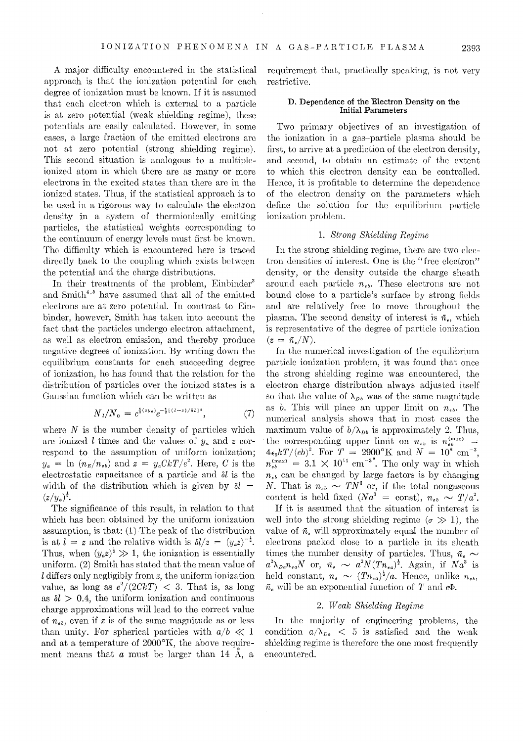A major difficulty encountered in the statistical approach is that the ionization potential for each degree of ionization must be known. If it is assumed that each electron which is external to a particle is at zero potential (weak shielding regime), these potentials are easily calculated. However, in some cases, a large fraction of the emitted electrons are not at zero potential (strong shielding regime). This second situation is analogous to a multiple-ionized atom in which there are as many or more electrons in the excited states than there are in the ionized states. Thus, if the statistical approach is to be used in a rigorous way to calculate the electron density in a system of thermionically emitting particles, the statistical weights corresponding to the continuum of energy levels must first be known. The difficulty which is encountered here is traced directly back to the coupling which exists between the potential and the charge distributions.

In their treatments of the problem, Einbinder[3] and Smith[4,5] have assumed that all of the emitted electrons are at zero potential. In contrast to Einbinder, however, Smith has taken into account the fact that the particles undergo electron attachment, as well as electron emission, and thereby produce negative degrees of ionization. By writing down the equilibrium constants for each succeeding degree of ionization, he has found that the relation for the distribution of particles over the ionized states is a Gaussian function which can be written as

$$N_l/N_0 = e^{\frac{1}{2}(zy_a)}e^{-\frac{1}{2}[(l-z)/\delta l]^2}, \tag{7}$$

where $N$ is the number density of particles which are ionized $l$ times and the values of $y_a$ and $z$ correspond to the assumption of uniform ionization; $y_a = \ln(n_E/n_{eb})$ and $z = y_a CkT/e^2$. Here, $C$ is the electrostatic capacitance of a particle and $\delta l$ is the width of the distribution which is given by $\delta l = (z/y_a)^{\frac{1}{2}}$.

The significance of this result, in relation to that which has been obtained by the uniform ionization assumption, is that: (1) The peak of the distribution is at $l = z$ and the relative width is $\delta l/z = (y_a z)^{-\frac{1}{2}}$. Thus, when $(y_a z)^{\frac{1}{2}} \gg 1$, the ionization is essentially uniform. (2) Smith has stated that the mean value of $l$ differs only negligibly from $z$, the uniform ionization value, as long as $e^2/(2CkT) < 3$. That is, as long as $\delta l > 0.4$, the uniform ionization and continuous charge approximations will lead to the correct value of $n_{eb}$, even if $z$ is of the same magnitude as or less than unity. For spherical particles with $a/b \ll 1$ and at a temperature of 2000°K, the above requirement means that $a$ must be larger than 14 Å, a requirement that, practically speaking, is not very restrictive.

### D. Dependence of the Electron Density on the Initial Parameters

Two primary objectives of an investigation of the ionization in a gas-particle plasma should be first, to arrive at a prediction of the electron density, and second, to obtain an estimate of the extent to which this electron density can be controlled. Hence, it is profitable to determine the dependence of the electron density on the parameters which define the solution for the equilibrium particle ionization problem.

#### 1. *Strong Shielding Regime*

In the strong shielding regime, there are two electron densities of interest. One is the "free electron" density, or the density outside the charge sheath around each particle $n_{eb}$. These electrons are not bound close to a particle's surface by strong fields and are relatively free to move throughout the plasma. The second density of interest is $\bar{n}_e$, which is representative of the degree of particle ionization ($z = \bar{n}_e/N$).

In the numerical investigation of the equilibrium particle ionization problem, it was found that once the strong shielding regime was encountered, the electron charge distribution always adjusted itself so that the value of $\lambda_{Db}$ was of the same magnitude as $b$. This will place an upper limit on $n_{eb}$. The numerical analysis shows that in most cases the maximum value of $b/\lambda_{Db}$ is approximately 2. Thus, the corresponding upper limit on $n_{eb}$ is $n_{eb}^{(\max)} = 4\epsilon_0 kT/(eb)^2$. For $T = 2900$°K and $N = 10^8$ cm$^{-3}$, $n_{eb}^{(\max)} = 3.1 \times 10^{11}$ cm$^{-3}$. The only way in which $n_{eb}$ can be changed by large factors is by changing $N$. That is $n_{eb} \sim TN^{\frac{2}{3}}$ or, if the total nongaseous content is held fixed ($Na^3 = $ const), $n_{eb} \sim T/a^2$.

If it is assumed that the situation of interest is well into the strong shielding regime ($\sigma \gg 1$), the value of $\bar{n}_e$ will approximately equal the number of electrons packed close to a particle in its sheath times the number density of particles. Thus, $\bar{n}_e \sim a^2\lambda_{Da}n_{ea}N$ or, $\bar{n}_e \sim a^2N(Tn_{ea})^{\frac{1}{2}}$. Again, if $Na^3$ is held constant, $n_e \sim (Tn_{ea})^{\frac{1}{2}}/a$. Hence, unlike $n_{eb}$, $\bar{n}_e$ will be an exponential function of $T$ and $e\Phi$.

#### 2. *Weak Shielding Regime*

In the majority of engineering problems, the condition $a/\lambda_{Da} < 5$ is satisfied and the weak shielding regime is therefore the one most frequently encountered.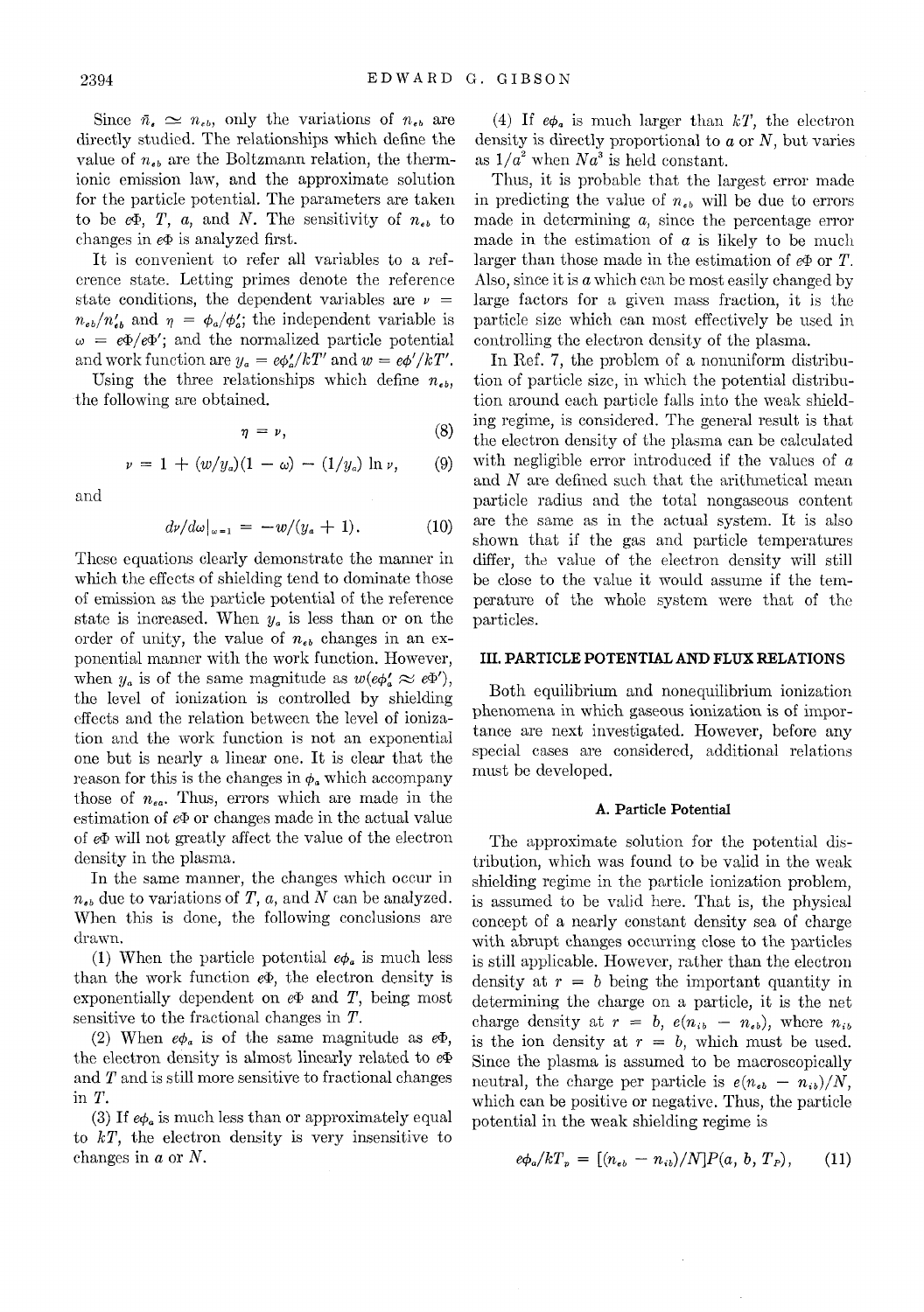Since $\bar{n}_e \simeq n_{eb}$, only the variations of $n_{eb}$ are directly studied. The relationships which define the value of $n_{eb}$ are the Boltzmann relation, the thermionic emission law, and the approximate solution for the particle potential. The parameters are taken to be $e\Phi$, $T$, $a$, and $N$. The sensitivity of $n_{eb}$ to changes in $e\Phi$ is analyzed first.

It is convenient to refer all variables to a reference state. Letting primes denote the reference state conditions, the dependent variables are $\nu = n_{eb}/n'_{eb}$ and $\eta = \phi_a/\phi'_a$; the independent variable is $\omega = e\Phi/e\Phi'$; and the normalized particle potential and work function are $y_a = e\phi'_a/kT'$ and $w = e\phi'/kT'$.

Using the three relationships which define $n_{eb}$, the following are obtained.

$$\eta = \nu, \tag{8}$$

$$\nu = 1 + (w/y_a)(1 - \omega) - (1/y_a)\ln \nu, \tag{9}$$

and

$$d\nu/d\omega|_{\omega=1} = -w/(y_a + 1). \tag{10}$$

These equations clearly demonstrate the manner in which the effects of shielding tend to dominate those of emission as the particle potential of the reference state is increased. When $y_a$ is less than or on the order of unity, the value of $n_{eb}$ changes in an exponential manner with the work function. However, when $y_a$ is of the same magnitude as $w(e\phi'_a \approx e\Phi')$, the level of ionization is controlled by shielding effects and the relation between the level of ionization and the work function is not an exponential one but is nearly a linear one. It is clear that the reason for this is the changes in $\phi_a$ which accompany those of $n_{ea}$. Thus, errors which are made in the estimation of $e\Phi$ or changes made in the actual value of $e\Phi$ will not greatly affect the value of the electron density in the plasma.

In the same manner, the changes which occur in $n_{eb}$ due to variations of $T$, $a$, and $N$ can be analyzed. When this is done, the following conclusions are drawn.

(1) When the particle potential $e\phi_a$ is much less than the work function $e\Phi$, the electron density is exponentially dependent on $e\Phi$ and $T$, being most sensitive to the fractional changes in $T$.

(2) When $e\phi_a$ is of the same magnitude as $e\Phi$, the electron density is almost linearly related to $e\Phi$ and $T$ and is still more sensitive to fractional changes in $T$.

(3) If $e\phi_a$ is much less than or approximately equal to $kT$, the electron density is very insensitive to changes in $a$ or $N$.

(4) If $e\phi_a$ is much larger than $kT$, the electron density is directly proportional to $a$ or $N$, but varies as $1/a^2$ when $Na^3$ is held constant.

Thus, it is probable that the largest error made in predicting the value of $n_{eb}$ will be due to errors made in determining $a$, since the percentage error made in the estimation of $a$ is likely to be much larger than those made in the estimation of $e\Phi$ or $T$. Also, since it is $a$ which can be most easily changed by large factors for a given mass fraction, it is the particle size which can most effectively be used in controlling the electron density of the plasma.

In Ref. 7, the problem of a nonuniform distribution of particle size, in which the potential distribution around each particle falls into the weak shielding regime, is considered. The general result is that the electron density of the plasma can be calculated with negligible error introduced if the values of $a$ and $N$ are defined such that the arithmetical mean particle radius and the total nongaseous content are the same as in the actual system. It is also shown that if the gas and particle temperatures differ, the value of the electron density will still be close to the value it would assume if the temperature of the whole system were that of the particles.

## III. PARTICLE POTENTIAL AND FLUX RELATIONS

Both equilibrium and nonequilibrium ionization phenomena in which gaseous ionization is of importance are next investigated. However, before any special cases are considered, additional relations must be developed.

### A. Particle Potential

The approximate solution for the potential distribution, which was found to be valid in the weak shielding regime in the particle ionization problem, is assumed to be valid here. That is, the physical concept of a nearly constant density sea of charge with abrupt changes occurring close to the particles is still applicable. However, rather than the electron density at $r = b$ being the important quantity in determining the charge on a particle, it is the net charge density at $r = b$, $e(n_{ib} - n_{eb})$, where $n_{ib}$ is the ion density at $r = b$, which must be used. Since the plasma is assumed to be macroscopically neutral, the charge per particle is $e(n_{eb} - n_{ib})/N$, which can be positive or negative. Thus, the particle potential in the weak shielding regime is

$$e\phi_a/kT_p = [(n_{eb} - n_{ib})/N]P(a, b, T_P), \tag{11}$$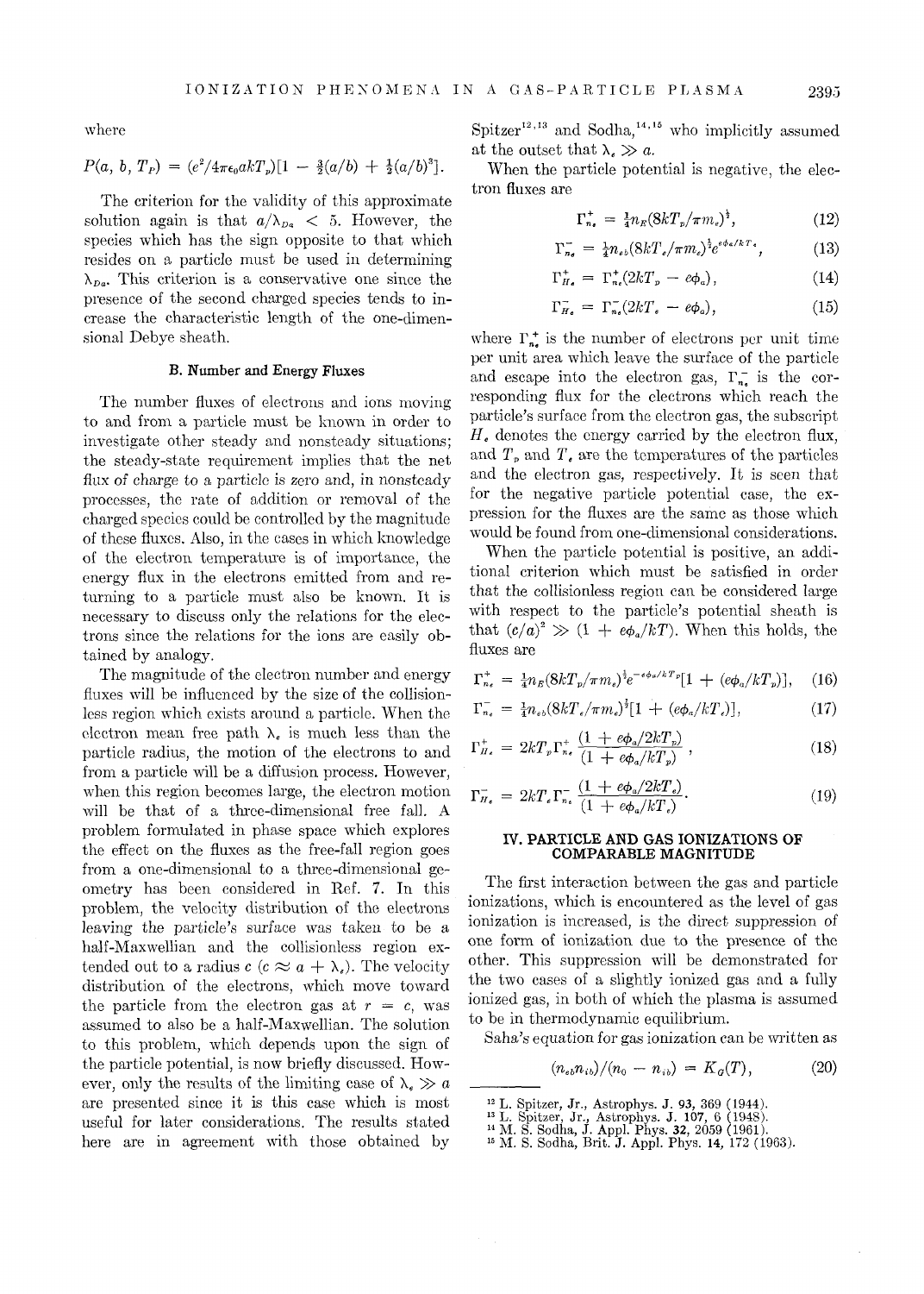where

$$P(a, b, T_P) = (e^2/4\pi\epsilon_0 akT_p)[1 - \tfrac{3}{2}(a/b) + \tfrac{1}{2}(a/b)^3].$$

The criterion for the validity of this approximate solution again is that $a/\lambda_{Da} < 5$. However, the species which has the sign opposite to that which resides on a particle must be used in determining $\lambda_{Da}$. This criterion is a conservative one since the presence of the second charged species tends to increase the characteristic length of the one-dimensional Debye sheath.

### B. Number and Energy Fluxes

The number fluxes of electrons and ions moving to and from a particle must be known in order to investigate other steady and nonsteady situations; the steady-state requirement implies that the net flux of charge to a particle is zero and, in nonsteady processes, the rate of addition or removal of the charged species could be controlled by the magnitude of these fluxes. Also, in the cases in which knowledge of the electron temperature is of importance, the energy flux in the electrons emitted from and returning to a particle must also be known. It is necessary to discuss only the relations for the electrons since the relations for the ions are easily obtained by analogy.

The magnitude of the electron number and energy fluxes will be influenced by the size of the collisionless region which exists around a particle. When the electron mean free path $\lambda_e$ is much less than the particle radius, the motion of the electrons to and from a particle will be a diffusion process. However, when this region becomes large, the electron motion will be that of a three-dimensional free fall. A problem formulated in phase space which explores the effect on the fluxes as the free-fall region goes from a one-dimensional to a three-dimensional geometry has been considered in Ref. 7. In this problem, the velocity distribution of the electrons leaving the particle's surface was taken to be a half-Maxwellian and the collisionless region extended out to a radius $c$ ($c \approx a + \lambda_e$). The velocity distribution of the electrons, which move toward the particle from the electron gas at $r = c$, was assumed to also be a half-Maxwellian. The solution to this problem, which depends upon the sign of the particle potential, is now briefly discussed. However, only the results of the limiting case of $\lambda_e \gg a$ are presented since it is this case which is most useful for later considerations. The results stated here are in agreement with those obtained by Spitzer[12,13] and Sodha,[14,15] who implicitly assumed at the outset that $\lambda_e \gg a$.

When the particle potential is negative, the electron fluxes are

$$\Gamma_{n_e}^{+} = \tfrac{1}{4}n_E(8kT_p/\pi m_e)^{\frac{1}{2}}, \tag{12}$$

$$\Gamma_{n_e}^{-} = \tfrac{1}{4}n_{eb}(8kT_e/\pi m_e)^{\frac{1}{2}}e^{e\phi_a/kT_e}, \tag{13}$$

$$\Gamma_{H_e}^{+} = \Gamma_{n_e}^{+}(2kT_p - e\phi_a), \tag{14}$$

$$\Gamma_{H_e}^{-} = \Gamma_{n_e}^{-}(2kT_e - e\phi_a), \tag{15}$$

where $\Gamma_{n_e}^{+}$ is the number of electrons per unit time per unit area which leave the surface of the particle and escape into the electron gas, $\Gamma_{n_e}^{-}$ is the corresponding flux for the electrons which reach the particle's surface from the electron gas, the subscript $H_e$ denotes the energy carried by the electron flux, and $T_p$ and $T_e$ are the temperatures of the particles and the electron gas, respectively. It is seen that for the negative particle potential case, the expression for the fluxes are the same as those which would be found from one-dimensional considerations.

When the particle potential is positive, an additional criterion which must be satisfied in order that the collisionless region can be considered large with respect to the particle's potential sheath is that $(c/a)^2 \gg (1 + e\phi_a/kT)$. When this holds, the fluxes are

$$\Gamma_{n_e}^{+} = \tfrac{1}{4}n_E(8kT_p/\pi m_e)^{\frac{1}{2}}e^{-e\phi_a/kT_p}[1 + (e\phi_a/kT_p)], \tag{16}$$

$$\Gamma_{n_e}^{-} = \tfrac{1}{4}n_{eb}(8kT_e/\pi m_e)^{\frac{1}{2}}[1 + (e\phi_a/kT_e)], \tag{17}$$

$$\Gamma_{H_e}^{+} = 2kT_p\Gamma_{n_e}^{+}\frac{(1 + e\phi_a/2kT_p)}{(1 + e\phi_a/kT_p)}, \tag{18}$$

$$\Gamma_{H_e}^{-} = 2kT_e\Gamma_{n_e}^{-}\frac{(1 + e\phi_a/2kT_e)}{(1 + e\phi_a/kT_e)}. \tag{19}$$

## IV. PARTICLE AND GAS IONIZATIONS OF COMPARABLE MAGNITUDE

The first interaction between the gas and particle ionizations, which is encountered as the level of gas ionization is increased, is the direct suppression of one form of ionization due to the presence of the other. This suppression will be demonstrated for the two cases of a slightly ionized gas and a fully ionized gas, in both of which the plasma is assumed to be in thermodynamic equilibrium.

Saha's equation for gas ionization can be written as

$$(n_{eb}n_{ib})/(n_0 - n_{ib}) = K_G(T), \tag{20}$$

---

[12] L. Spitzer, Jr., Astrophys. J. **93**, 369 (1944).
[13] L. Spitzer, Jr., Astrophys. J. **107**, 6 (1948).
[14] M. S. Sodha, J. Appl. Phys. **32**, 2059 (1961).
[15] M. S. Sodha, Brit. J. Appl. Phys. **14**, 172 (1963).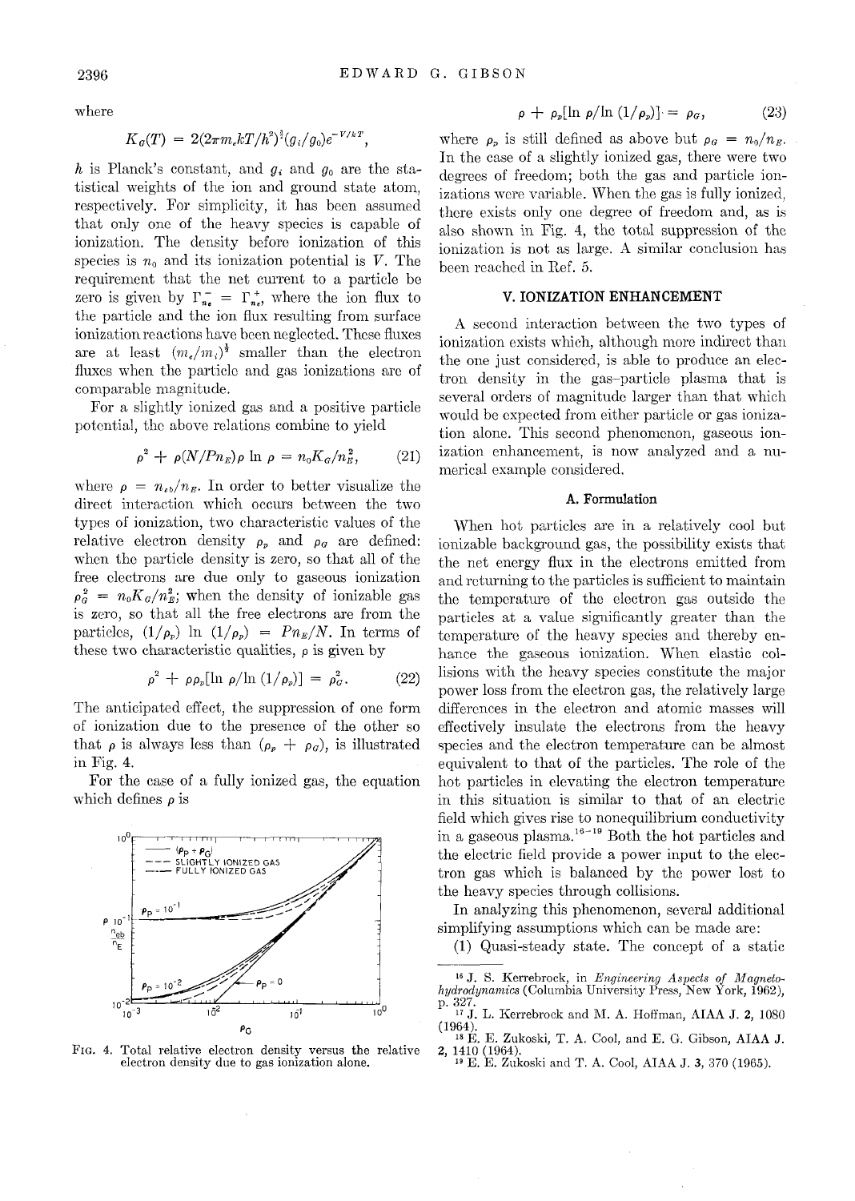where

$$K_G(T) = 2(2\pi m_e kT/h^2)^{\frac{3}{2}}(g_i/g_0)e^{-V/kT},$$

$h$ is Planck's constant, and $g_i$ and $g_0$ are the statistical weights of the ion and ground state atom, respectively. For simplicity, it has been assumed that only one of the heavy species is capable of ionization. The density before ionization of this species is $n_0$ and its ionization potential is $V$. The requirement that the net current to a particle be zero is given by $\Gamma_{n_e}^- = \Gamma_{n_e}^+$, where the ion flux to the particle and the ion flux resulting from surface ionization reactions have been neglected. These fluxes are at least $(m_e/m_i)^{\frac{1}{2}}$ smaller than the electron fluxes when the particle and gas ionizations are of comparable magnitude.

For a slightly ionized gas and a positive particle potential, the above relations combine to yield

$$\rho^2 + \rho(N/Pn_E)\rho \ln \rho = n_0 K_G/n_E^2, \tag{21}$$

where $\rho = n_{eb}/n_E$. In order to better visualize the direct interaction which occurs between the two types of ionization, two characteristic values of the relative electron density $\rho_p$ and $\rho_G$ are defined: when the particle density is zero, so that all of the free electrons are due only to gaseous ionization $\rho_G^2 = n_0 K_G/n_E^2$; when the density of ionizable gas is zero, so that all the free electrons are from the particles, $(1/\rho_p) \ln (1/\rho_p) = Pn_E/N$. In terms of these two characteristic qualities, $\rho$ is given by

$$\rho^2 + \rho\rho_p[\ln \rho/\ln (1/\rho_p)] = \rho_G^2. \tag{22}$$

The anticipated effect, the suppression of one form of ionization due to the presence of the other so that $\rho$ is always less than $(\rho_p + \rho_G)$, is illustrated in Fig. 4.

For the case of a fully ionized gas, the equation which defines $\rho$ is

Fig. 4. Total relative electron density versus the relative electron density due to gas ionization alone.

$$\rho + \rho_p[\ln \rho/\ln (1/\rho_p)] = \rho_G, \tag{23}$$

where $\rho_p$ is still defined as above but $\rho_G = n_0/n_E$. In the case of a slightly ionized gas, there were two degrees of freedom; both the gas and particle ionizations were variable. When the gas is fully ionized, there exists only one degree of freedom and, as is also shown in Fig. 4, the total suppression of the ionization is not as large. A similar conclusion has been reached in Ref. 5.

## V. IONIZATION ENHANCEMENT

A second interaction between the two types of ionization exists which, although more indirect than the one just considered, is able to produce an electron density in the gas–particle plasma that is several orders of magnitude larger than that which would be expected from either particle or gas ionization alone. This second phenomenon, gaseous ionization enhancement, is now analyzed and a numerical example considered.

### A. Formulation

When hot particles are in a relatively cool but ionizable background gas, the possibility exists that the net energy flux in the electrons emitted from and returning to the particles is sufficient to maintain the temperature of the electron gas outside the particles at a value significantly greater than the temperature of the heavy species and thereby enhance the gaseous ionization. When elastic collisions with the heavy species constitute the major power loss from the electron gas, the relatively large differences in the electron and atomic masses will effectively insulate the electrons from the heavy species and the electron temperature can be almost equivalent to that of the particles. The role of the hot particles in elevating the electron temperature in this situation is similar to that of an electric field which gives rise to nonequilibrium conductivity in a gaseous plasma.[16-19] Both the hot particles and the electric field provide a power input to the electron gas which is balanced by the power lost to the heavy species through collisions.

In analyzing this phenomenon, several additional simplifying assumptions which can be made are:

(1) Quasi-steady state. The concept of a static

[16] J. S. Kerrebrock, in *Engineering Aspects of Magnetohydrodynamics* (Columbia University Press, New York, 1962), p. 327.

[17] J. L. Kerrebrock and M. A. Hoffman, AIAA J. 2, 1080 (1964).

[18] E. E. Zukoski, T. A. Cool, and E. G. Gibson, AIAA J. 2, 1410 (1964).

[19] E. E. Zukoski and T. A. Cool, AIAA J. 3, 370 (1965).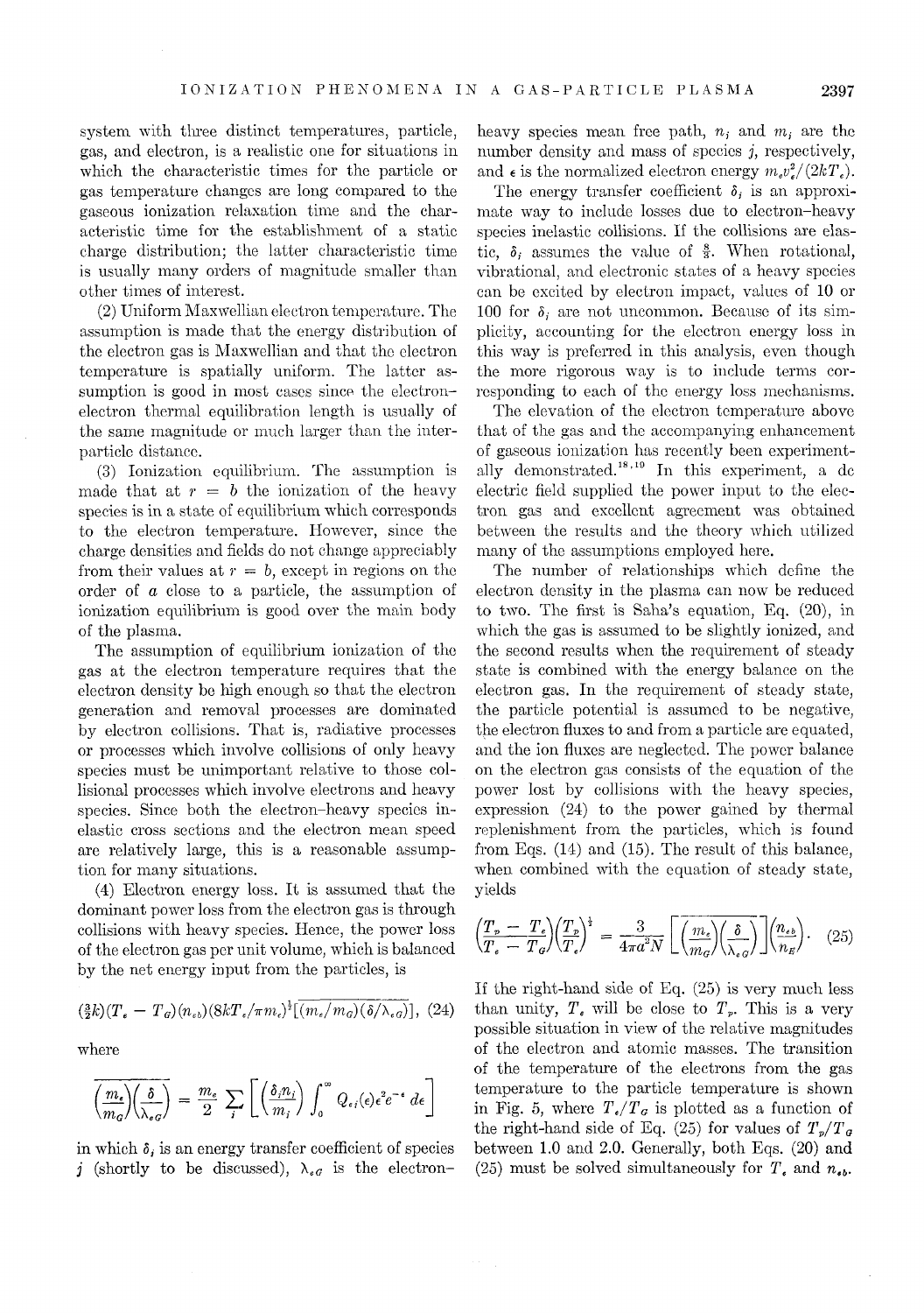system with three distinct temperatures, particle, gas, and electron, is a realistic one for situations in which the characteristic times for the particle or gas temperature changes are long compared to the gaseous ionization relaxation time and the characteristic time for the establishment of a static charge distribution; the latter characteristic time is usually many orders of magnitude smaller than other times of interest.

(2) Uniform Maxwellian electron temperature. The assumption is made that the energy distribution of the electron gas is Maxwellian and that the electron temperature is spatially uniform. The latter assumption is good in most cases since the electron–electron thermal equilibration length is usually of the same magnitude or much larger than the interparticle distance.

(3) Ionization equilibrium. The assumption is made that at $r = b$ the ionization of the heavy species is in a state of equilibrium which corresponds to the electron temperature. However, since the charge densities and fields do not change appreciably from their values at $r = b$, except in regions on the order of $a$ close to a particle, the assumption of ionization equilibrium is good over the main body of the plasma.

The assumption of equilibrium ionization of the gas at the electron temperature requires that the electron density be high enough so that the electron generation and removal processes are dominated by electron collisions. That is, radiative processes or processes which involve collisions of only heavy species must be unimportant relative to those collisional processes which involve electrons and heavy species. Since both the electron–heavy species inelastic cross sections and the electron mean speed are relatively large, this is a reasonable assumption for many situations.

(4) Electron energy loss. It is assumed that the dominant power loss from the electron gas is through collisions with heavy species. Hence, the power loss of the electron gas per unit volume, which is balanced by the net energy input from the particles, is

$$(\tfrac{3}{2}k)(T_e - T_G)(n_{eb})(8kT_e/\pi m_e)^{\frac{1}{2}}\overline{[(m_e/m_G)(\delta/\lambda_{eG})]}, \quad (24)$$

where

$$\overline{\left(\frac{m_e}{m_G}\right)\left(\frac{\delta}{\lambda_{eG}}\right)} = \frac{m_e}{2}\sum_j \left[\left(\frac{\delta_j n_j}{m_j}\right)\int_0^\infty Q_{ej}(\epsilon)\epsilon^2 e^{-\epsilon}\, d\epsilon\right]$$

in which $\delta_j$ is an energy transfer coefficient of species $j$ (shortly to be discussed), $\lambda_{eG}$ is the electron–heavy species mean free path, $n_j$ and $m_j$ are the number density and mass of species $j$, respectively, and $\epsilon$ is the normalized electron energy $m_e v_e^2/(2kT_e)$.

The energy transfer coefficient $\delta_j$ is an approximate way to include losses due to electron–heavy species inelastic collisions. If the collisions are elastic, $\delta_j$ assumes the value of $\frac{8}{3}$. When rotational, vibrational, and electronic states of a heavy species can be excited by electron impact, values of 10 or 100 for $\delta_j$ are not uncommon. Because of its simplicity, accounting for the electron energy loss in this way is preferred in this analysis, even though the more rigorous way is to include terms corresponding to each of the energy loss mechanisms.

The elevation of the electron temperature above that of the gas and the accompanying enhancement of gaseous ionization has recently been experimentally demonstrated.[18,19] In this experiment, a dc electric field supplied the power input to the electron gas and excellent agreement was obtained between the results and the theory which utilized many of the assumptions employed here.

The number of relationships which define the electron density in the plasma can now be reduced to two. The first is Saha's equation, Eq. (20), in which the gas is assumed to be slightly ionized, and the second results when the requirement of steady state is combined with the energy balance on the electron gas. In the requirement of steady state, the particle potential is assumed to be negative, the electron fluxes to and from a particle are equated, and the ion fluxes are neglected. The power balance on the electron gas consists of the equation of the power lost by collisions with the heavy species, expression (24) to the power gained by thermal replenishment from the particles, which is found from Eqs. (14) and (15). The result of this balance, when combined with the equation of steady state, yields

$$\left(\frac{T_p - T_e}{T_e - T_G}\right)\left(\frac{T_p}{T_e}\right)^{\frac{1}{2}} = \frac{3}{4\pi a^2 N}\left[\overline{\left(\frac{m_e}{m_G}\right)\left(\frac{\delta}{\lambda_{eG}}\right)}\right]\left(\frac{n_{eb}}{n_E}\right). \quad (25)$$

If the right-hand side of Eq. (25) is very much less than unity, $T_e$ will be close to $T_p$. This is a very possible situation in view of the relative magnitudes of the electron and atomic masses. The transition of the temperature of the electrons from the gas temperature to the particle temperature is shown in Fig. 5, where $T_e/T_G$ is plotted as a function of the right-hand side of Eq. (25) for values of $T_p/T_G$ between 1.0 and 2.0. Generally, both Eqs. (20) and (25) must be solved simultaneously for $T_e$ and $n_{eb}$.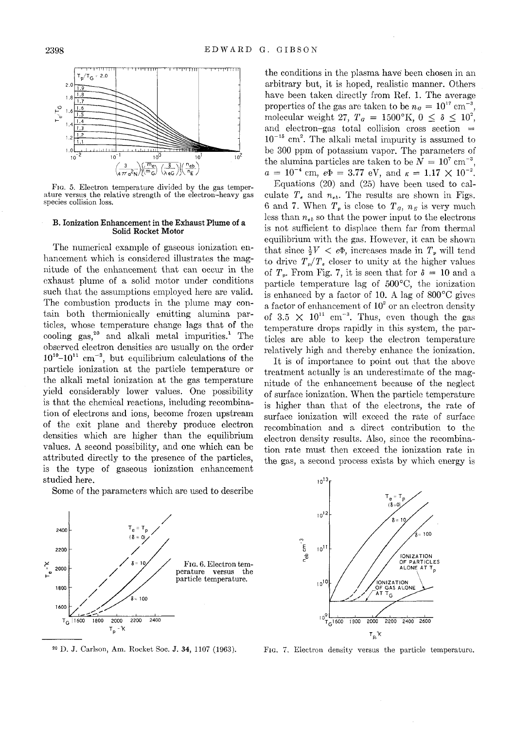FIG. 5. Electron temperature divided by the gas temperature versus the relative strength of the electron–heavy gas species collision loss.

### B. Ionization Enhancement in the Exhaust Plume of a Solid Rocket Motor

The numerical example of gaseous ionization enhancement which is considered illustrates the magnitude of the enhancement that can occur in the exhaust plume of a solid motor under conditions such that the assumptions employed here are valid. The combustion products in the plume may contain both thermionically emitting alumina particles, whose temperature change lags that of the cooling gas,[20] and alkali metal impurities.[1] The observed electron densities are usually on the order $10^{10}$–$10^{11}$ cm$^{-3}$, but equilibrium calculations of the particle ionization at the particle temperature or the alkali metal ionization at the gas temperature yield considerably lower values. One possibility is that the chemical reactions, including recombination of electrons and ions, become frozen upstream of the exit plane and thereby produce electron densities which are higher than the equilibrium values. A second possibility, and one which can be attributed directly to the presence of the particles, is the type of gaseous ionization enhancement studied here.

Some of the parameters which are used to describe the conditions in the plasma have been chosen in an arbitrary but, it is hoped, realistic manner. Others have been taken directly from Ref. 1. The average properties of the gas are taken to be $n_G = 10^{17}$ cm$^{-3}$, molecular weight 27, $T_G = 1500$°K, $0 \leq \delta \leq 10^2$, and electron–gas total collision cross section $= 10^{-15}$ cm$^2$. The alkali metal impurity is assumed to be 300 ppm of potassium vapor. The parameters of the alumina particles are taken to be $N = 10^7$ cm$^{-3}$, $a = 10^{-4}$ cm, $e\Phi = 3.77$ eV, and $\kappa = 1.17 \times 10^{-2}$.

Equations (20) and (25) have been used to calculate $T_e$ and $n_{eb}$. The results are shown in Figs. 6 and 7. When $T_p$ is close to $T_G$, $n_E$ is very much less than $n_{eb}$ so that the power input to the electrons is not sufficient to displace them far from thermal equilibrium with the gas. However, it can be shown that since $\frac{1}{2}V < e\Phi$, increases made in $T_p$ will tend to drive $T_p/T_e$ closer to unity at the higher values of $T_p$. From Fig. 7, it is seen that for $\delta = 10$ and a particle temperature lag of 500°C, the ionization is enhanced by a factor of 10. A lag of 800°C gives a factor of enhancement of $10^2$ or an electron density of $3.5 \times 10^{11}$ cm$^{-3}$. Thus, even though the gas temperature drops rapidly in this system, the particles are able to keep the electron temperature relatively high and thereby enhance the ionization.

It is of importance to point out that the above treatment actually is an underestimate of the magnitude of the enhancement because of the neglect of surface ionization. When the particle temperature is higher than that of the electrons, the rate of surface ionization will exceed the rate of surface recombination and a direct contribution to the electron density results. Also, since the recombination rate must then exceed the ionization rate in the gas, a second process exists by which energy is

FIG. 6. Electron temperature versus the particle temperature.

FIG. 7. Electron density versus the particle temperature.

[20] D. J. Carlson, Am. Rocket Soc. J. **34**, 1107 (1963).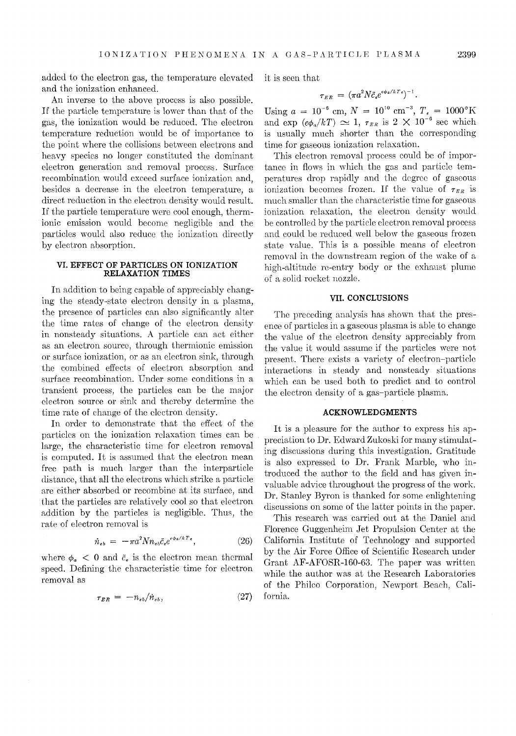added to the electron gas, the temperature elevated and the ionization enhanced.

An inverse to the above process is also possible. If the particle temperature is lower than that of the gas, the ionization would be reduced. The electron temperature reduction would be of importance to the point where the collisions between electrons and heavy species no longer constituted the dominant electron generation and removal process. Surface recombination would exceed surface ionization and, besides a decrease in the electron temperature, a direct reduction in the electron density would result. If the particle temperature were cool enough, thermionic emission would become negligible and the particles would also reduce the ionization directly by electron absorption.

## VI. EFFECT OF PARTICLES ON IONIZATION RELAXATION TIMES

In addition to being capable of appreciably changing the steady-state electron density in a plasma, the presence of particles can also significantly alter the time rates of change of the electron density in nonsteady situations. A particle can act either as an electron source, through thermionic emission or surface ionization, or as an electron sink, through the combined effects of electron absorption and surface recombination. Under some conditions in a transient process, the particles can be the major electron source or sink and thereby determine the time rate of change of the electron density.

In order to demonstrate that the effect of the particles on the ionization relaxation times can be large, the characteristic time for electron removal is computed. It is assumed that the electron mean free path is much larger than the interparticle distance, that all the electrons which strike a particle are either absorbed or recombine at its surface, and that the particles are relatively cool so that electron addition by the particles is negligible. Thus, the rate of electron removal is

$$\dot{n}_{eb} = -\pi a^2 N n_{eb} \bar{c}_e e^{e\phi_a/kT_e}, \tag{26}$$

where $\phi_a < 0$ and $\bar{c}_e$ is the electron mean thermal speed. Defining the characteristic time for electron removal as

$$\tau_{ER} = -n_{eb}/\dot{n}_{eb}, \tag{27}$$

it is seen that

$$\tau_{ER} = (\pi a^2 N \bar{c}_e e^{e\phi_a/kT_e})^{-1}.$$

Using $a = 10^{-6}$ cm, $N = 10^{10}$ cm$^{-3}$, $T_e = 1000°$K and $\exp(e\phi_a/kT) \simeq 1$, $\tau_{ER}$ is $2 \times 10^{-6}$ sec which is usually much shorter than the corresponding time for gaseous ionization relaxation.

This electron removal process could be of importance in flows in which the gas and particle temperatures drop rapidly and the degree of gaseous ionization becomes frozen. If the value of $\tau_{ER}$ is much smaller than the characteristic time for gaseous ionization relaxation, the electron density would be controlled by the particle electron removal process and could be reduced well below the gaseous frozen state value. This is a possible means of electron removal in the downstream region of the wake of a high-altitude re-entry body or the exhaust plume of a solid rocket nozzle.

## VII. CONCLUSIONS

The preceding analysis has shown that the presence of particles in a gaseous plasma is able to change the value of the electron density appreciably from the value it would assume if the particles were not present. There exists a variety of electron–particle interactions in steady and nonsteady situations which can be used both to predict and to control the electron density of a gas–particle plasma.

## ACKNOWLEDGMENTS

It is a pleasure for the author to express his appreciation to Dr. Edward Zukoski for many stimulating discussions during this investigation. Gratitude is also expressed to Dr. Frank Marble, who introduced the author to the field and has given invaluable advice throughout the progress of the work. Dr. Stanley Byron is thanked for some enlightening discussions on some of the latter points in the paper.

This research was carried out at the Daniel and Florence Guggenheim Jet Propulsion Center at the California Institute of Technology and supported by the Air Force Office of Scientific Research under Grant AF-AFOSR-160-63. The paper was written while the author was at the Research Laboratories of the Philco Corporation, Newport Beach, California.